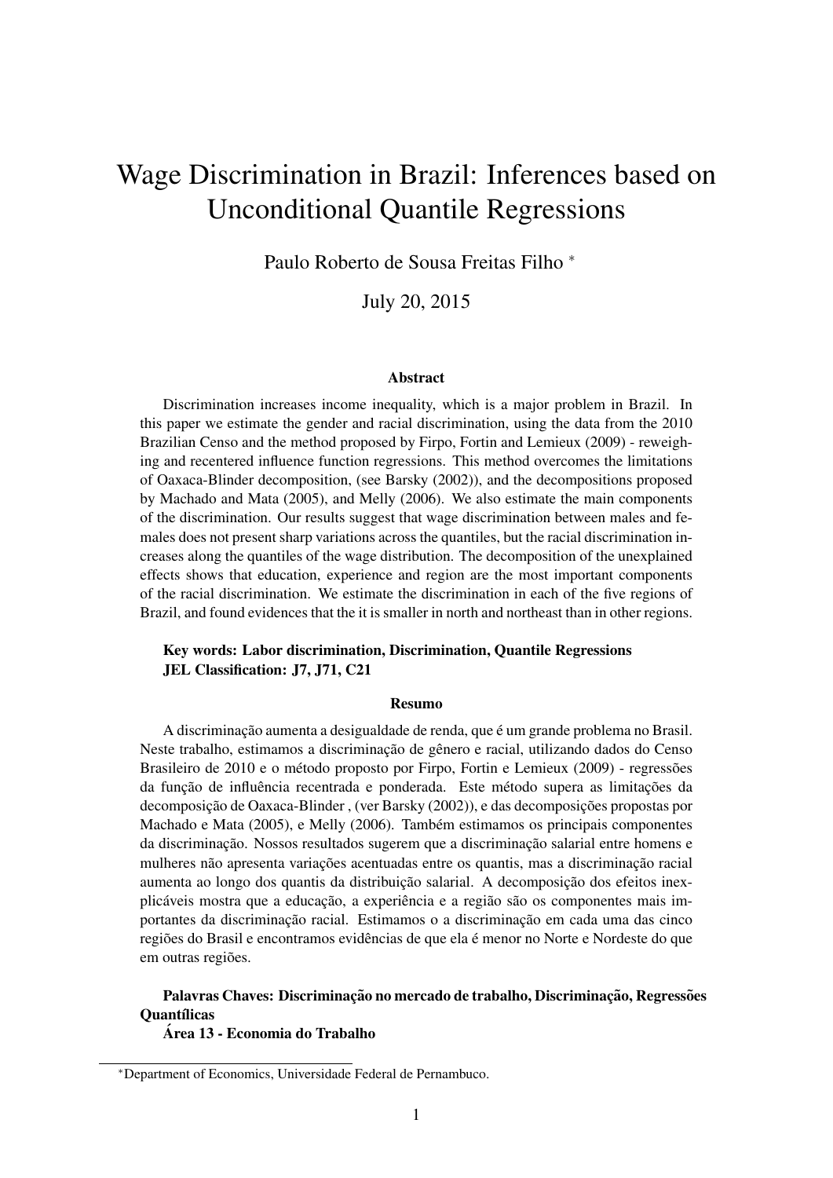# Wage Discrimination in Brazil: Inferences based on Unconditional Quantile Regressions

Paulo Roberto de Sousa Freitas Filho [*]

July 20, 2015

### Abstract

Discrimination increases income inequality, which is a major problem in Brazil. In this paper we estimate the gender and racial discrimination, using the data from the 2010 Brazilian Censo and the method proposed by Firpo, Fortin and Lemieux (2009) - reweighing and recentered influence function regressions. This method overcomes the limitations of Oaxaca-Blinder decomposition, (see Barsky (2002)), and the decompositions proposed by Machado and Mata (2005), and Melly (2006). We also estimate the main components of the discrimination. Our results suggest that wage discrimination between males and females does not present sharp variations across the quantiles, but the racial discrimination increases along the quantiles of the wage distribution. The decomposition of the unexplained effects shows that education, experience and region are the most important components of the racial discrimination. We estimate the discrimination in each of the five regions of Brazil, and found evidences that the it is smaller in north and northeast than in other regions.

**Key words: Labor discrimination, Discrimination, Quantile Regressions**
**JEL Classification: J7, J71, C21**

### Resumo

A discriminação aumenta a desigualdade de renda, que é um grande problema no Brasil. Neste trabalho, estimamos a discriminação de gênero e racial, utilizando dados do Censo Brasileiro de 2010 e o método proposto por Firpo, Fortin e Lemieux (2009) - regressões da função de influência recentrada e ponderada. Este método supera as limitações da decomposição de Oaxaca-Blinder , (ver Barsky (2002)), e das decomposições propostas por Machado e Mata (2005), e Melly (2006). Também estimamos os principais componentes da discriminação. Nossos resultados sugerem que a discriminação salarial entre homens e mulheres não apresenta variações acentuadas entre os quantis, mas a discriminação racial aumenta ao longo dos quantis da distribuição salarial. A decomposição dos efeitos inexplicáveis mostra que a educação, a experiência e a região são os componentes mais importantes da discriminação racial. Estimamos o a discriminação em cada uma das cinco regiões do Brasil e encontramos evidências de que ela é menor no Norte e Nordeste do que em outras regiões.

**Palavras Chaves: Discriminação no mercado de trabalho, Discriminação, Regressões Quantílicas**
**Área 13 - Economia do Trabalho**

[*] Department of Economics, Universidade Federal de Pernambuco.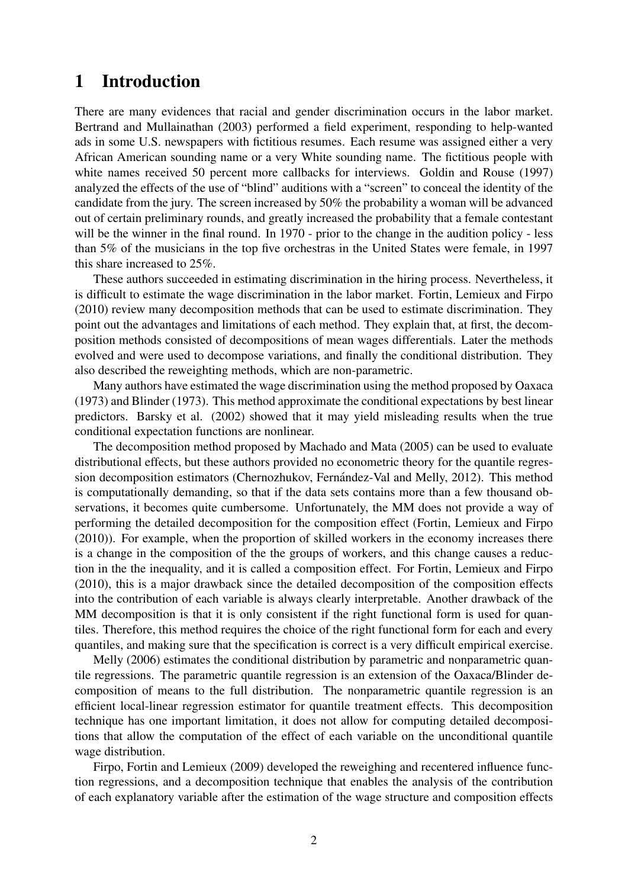# 1 Introduction

There are many evidences that racial and gender discrimination occurs in the labor market. Bertrand and Mullainathan (2003) performed a field experiment, responding to help-wanted ads in some U.S. newspapers with fictitious resumes. Each resume was assigned either a very African American sounding name or a very White sounding name. The fictitious people with white names received 50 percent more callbacks for interviews. Goldin and Rouse (1997) analyzed the effects of the use of "blind" auditions with a "screen" to conceal the identity of the candidate from the jury. The screen increased by 50% the probability a woman will be advanced out of certain preliminary rounds, and greatly increased the probability that a female contestant will be the winner in the final round. In 1970 - prior to the change in the audition policy - less than 5% of the musicians in the top five orchestras in the United States were female, in 1997 this share increased to 25%.

These authors succeeded in estimating discrimination in the hiring process. Nevertheless, it is difficult to estimate the wage discrimination in the labor market. Fortin, Lemieux and Firpo (2010) review many decomposition methods that can be used to estimate discrimination. They point out the advantages and limitations of each method. They explain that, at first, the decomposition methods consisted of decompositions of mean wages differentials. Later the methods evolved and were used to decompose variations, and finally the conditional distribution. They also described the reweighting methods, which are non-parametric.

Many authors have estimated the wage discrimination using the method proposed by Oaxaca (1973) and Blinder (1973). This method approximate the conditional expectations by best linear predictors. Barsky et al. (2002) showed that it may yield misleading results when the true conditional expectation functions are nonlinear.

The decomposition method proposed by Machado and Mata (2005) can be used to evaluate distributional effects, but these authors provided no econometric theory for the quantile regression decomposition estimators (Chernozhukov, Fernández-Val and Melly, 2012). This method is computationally demanding, so that if the data sets contains more than a few thousand observations, it becomes quite cumbersome. Unfortunately, the MM does not provide a way of performing the detailed decomposition for the composition effect (Fortin, Lemieux and Firpo (2010)). For example, when the proportion of skilled workers in the economy increases there is a change in the composition of the the groups of workers, and this change causes a reduction in the the inequality, and it is called a composition effect. For Fortin, Lemieux and Firpo (2010), this is a major drawback since the detailed decomposition of the composition effects into the contribution of each variable is always clearly interpretable. Another drawback of the MM decomposition is that it is only consistent if the right functional form is used for quantiles. Therefore, this method requires the choice of the right functional form for each and every quantiles, and making sure that the specification is correct is a very difficult empirical exercise.

Melly (2006) estimates the conditional distribution by parametric and nonparametric quantile regressions. The parametric quantile regression is an extension of the Oaxaca/Blinder decomposition of means to the full distribution. The nonparametric quantile regression is an efficient local-linear regression estimator for quantile treatment effects. This decomposition technique has one important limitation, it does not allow for computing detailed decompositions that allow the computation of the effect of each variable on the unconditional quantile wage distribution.

Firpo, Fortin and Lemieux (2009) developed the reweighing and recentered influence function regressions, and a decomposition technique that enables the analysis of the contribution of each explanatory variable after the estimation of the wage structure and composition effects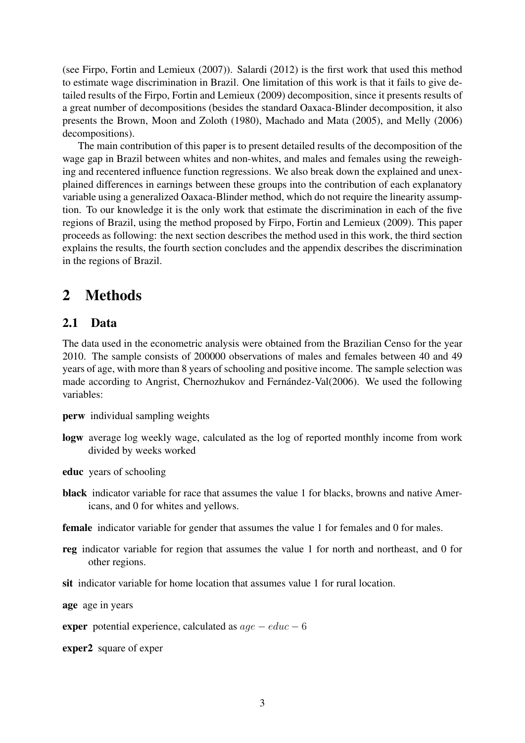(see Firpo, Fortin and Lemieux (2007)). Salardi (2012) is the first work that used this method to estimate wage discrimination in Brazil. One limitation of this work is that it fails to give detailed results of the Firpo, Fortin and Lemieux (2009) decomposition, since it presents results of a great number of decompositions (besides the standard Oaxaca-Blinder decomposition, it also presents the Brown, Moon and Zoloth (1980), Machado and Mata (2005), and Melly (2006) decompositions).

The main contribution of this paper is to present detailed results of the decomposition of the wage gap in Brazil between whites and non-whites, and males and females using the reweighing and recentered influence function regressions. We also break down the explained and unexplained differences in earnings between these groups into the contribution of each explanatory variable using a generalized Oaxaca-Blinder method, which do not require the linearity assumption. To our knowledge it is the only work that estimate the discrimination in each of the five regions of Brazil, using the method proposed by Firpo, Fortin and Lemieux (2009). This paper proceeds as following: the next section describes the method used in this work, the third section explains the results, the fourth section concludes and the appendix describes the discrimination in the regions of Brazil.

# 2 Methods

## 2.1 Data

The data used in the econometric analysis were obtained from the Brazilian Censo for the year 2010. The sample consists of 200000 observations of males and females between 40 and 49 years of age, with more than 8 years of schooling and positive income. The sample selection was made according to Angrist, Chernozhukov and Fernández-Val(2006). We used the following variables:

**perw** individual sampling weights

**logw** average log weekly wage, calculated as the log of reported monthly income from work divided by weeks worked

**educ** years of schooling

**black** indicator variable for race that assumes the value 1 for blacks, browns and native Americans, and 0 for whites and yellows.

**female** indicator variable for gender that assumes the value 1 for females and 0 for males.

**reg** indicator variable for region that assumes the value 1 for north and northeast, and 0 for other regions.

**sit** indicator variable for home location that assumes value 1 for rural location.

**age** age in years

**exper** potential experience, calculated as $age - educ - 6$

**exper2** square of exper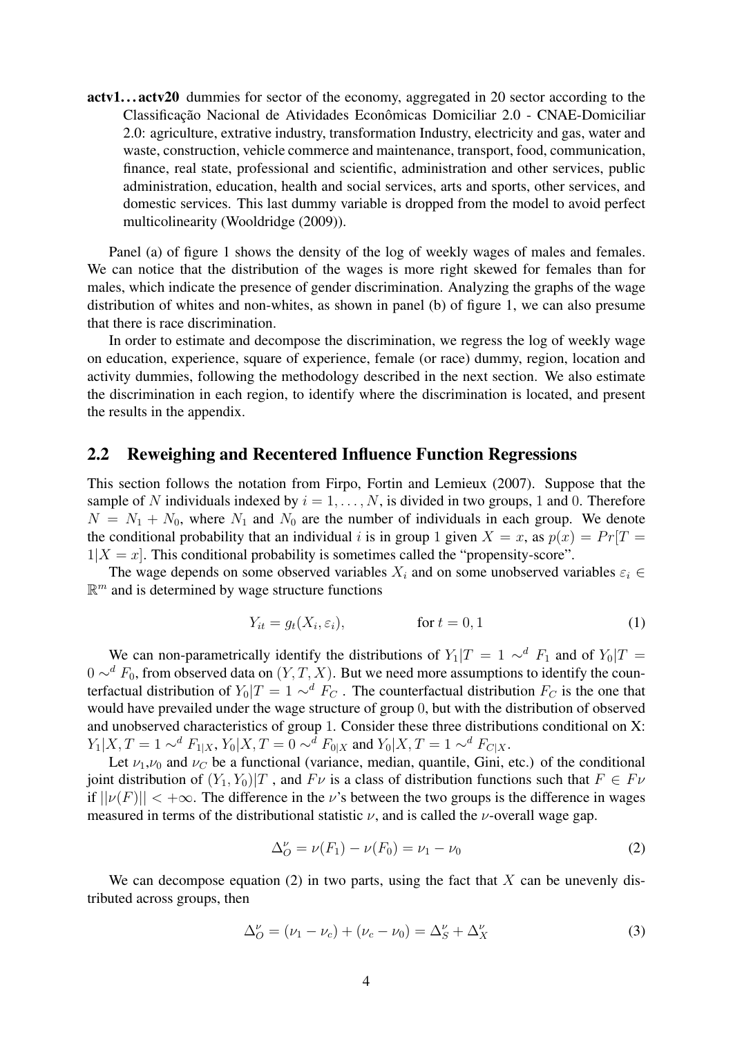**actv1…actv20** dummies for sector of the economy, aggregated in 20 sector according to the Classificação Nacional de Atividades Econômicas Domiciliar 2.0 - CNAE-Domiciliar 2.0: agriculture, extrative industry, transformation Industry, electricity and gas, water and waste, construction, vehicle commerce and maintenance, transport, food, communication, finance, real state, professional and scientific, administration and other services, public administration, education, health and social services, arts and sports, other services, and domestic services. This last dummy variable is dropped from the model to avoid perfect multicolinearity (Wooldridge (2009)).

Panel (a) of figure 1 shows the density of the log of weekly wages of males and females. We can notice that the distribution of the wages is more right skewed for females than for males, which indicate the presence of gender discrimination. Analyzing the graphs of the wage distribution of whites and non-whites, as shown in panel (b) of figure 1, we can also presume that there is race discrimination.

In order to estimate and decompose the discrimination, we regress the log of weekly wage on education, experience, square of experience, female (or race) dummy, region, location and activity dummies, following the methodology described in the next section. We also estimate the discrimination in each region, to identify where the discrimination is located, and present the results in the appendix.

## 2.2 Reweighing and Recentered Influence Function Regressions

This section follows the notation from Firpo, Fortin and Lemieux (2007). Suppose that the sample of $N$ individuals indexed by $i = 1, \ldots, N$, is divided in two groups, 1 and 0. Therefore $N = N_1 + N_0$, where $N_1$ and $N_0$ are the number of individuals in each group. We denote the conditional probability that an individual $i$ is in group 1 given $X = x$, as $p(x) = Pr[T = 1|X = x]$. This conditional probability is sometimes called the "propensity-score".

The wage depends on some observed variables $X_i$ and on some unobserved variables $\varepsilon_i \in \mathbb{R}^m$ and is determined by wage structure functions

$$Y_{it} = g_t(X_i, \varepsilon_i), \qquad \text{for } t = 0, 1 \tag{1}$$

We can non-parametrically identify the distributions of $Y_1|T = 1 \sim^d F_1$ and of $Y_0|T = 0 \sim^d F_0$, from observed data on $(Y, T, X)$. But we need more assumptions to identify the counterfactual distribution of $Y_0|T = 1 \sim^d F_C$ . The counterfactual distribution $F_C$ is the one that would have prevailed under the wage structure of group 0, but with the distribution of observed and unobserved characteristics of group 1. Consider these three distributions conditional on X: $Y_1|X, T = 1 \sim^d F_{1|X}$, $Y_0|X, T = 0 \sim^d F_{0|X}$ and $Y_0|X, T = 1 \sim^d F_{C|X}$.

Let $\nu_1$,$\nu_0$ and $\nu_C$ be a functional (variance, median, quantile, Gini, etc.) of the conditional joint distribution of $(Y_1, Y_0)|T$ , and $F\nu$ is a class of distribution functions such that $F \in F\nu$ if $||\nu(F)|| < +\infty$. The difference in the $\nu$'s between the two groups is the difference in wages measured in terms of the distributional statistic $\nu$, and is called the $\nu$-overall wage gap.

$$\Delta_O^\nu = \nu(F_1) - \nu(F_0) = \nu_1 - \nu_0 \tag{2}$$

We can decompose equation (2) in two parts, using the fact that $X$ can be unevenly distributed across groups, then

$$\Delta_O^\nu = (\nu_1 - \nu_c) + (\nu_c - \nu_0) = \Delta_S^\nu + \Delta_X^\nu \tag{3}$$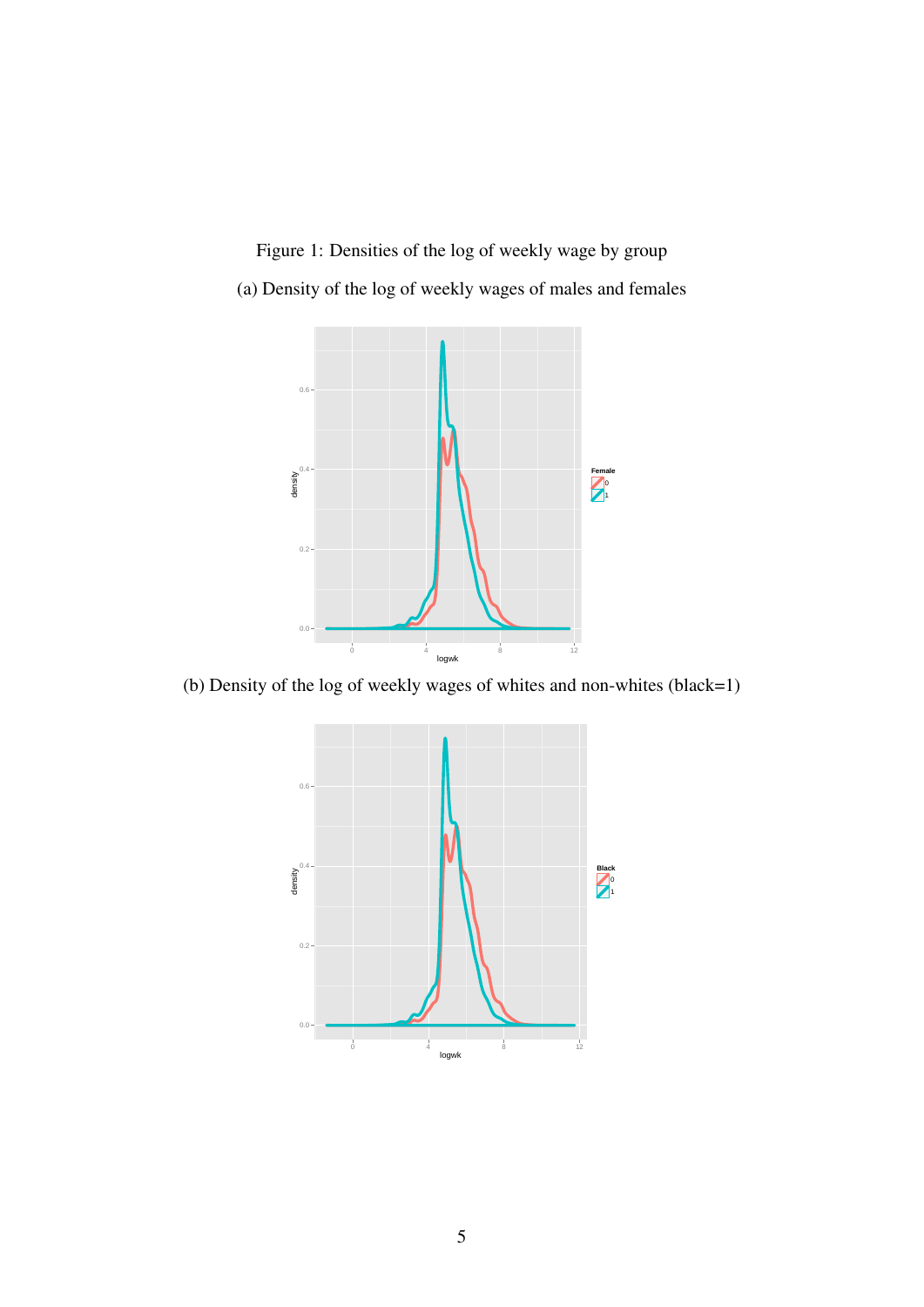Figure 1: Densities of the log of weekly wage by group

(a) Density of the log of weekly wages of males and females

(b) Density of the log of weekly wages of whites and non-whites (black=1)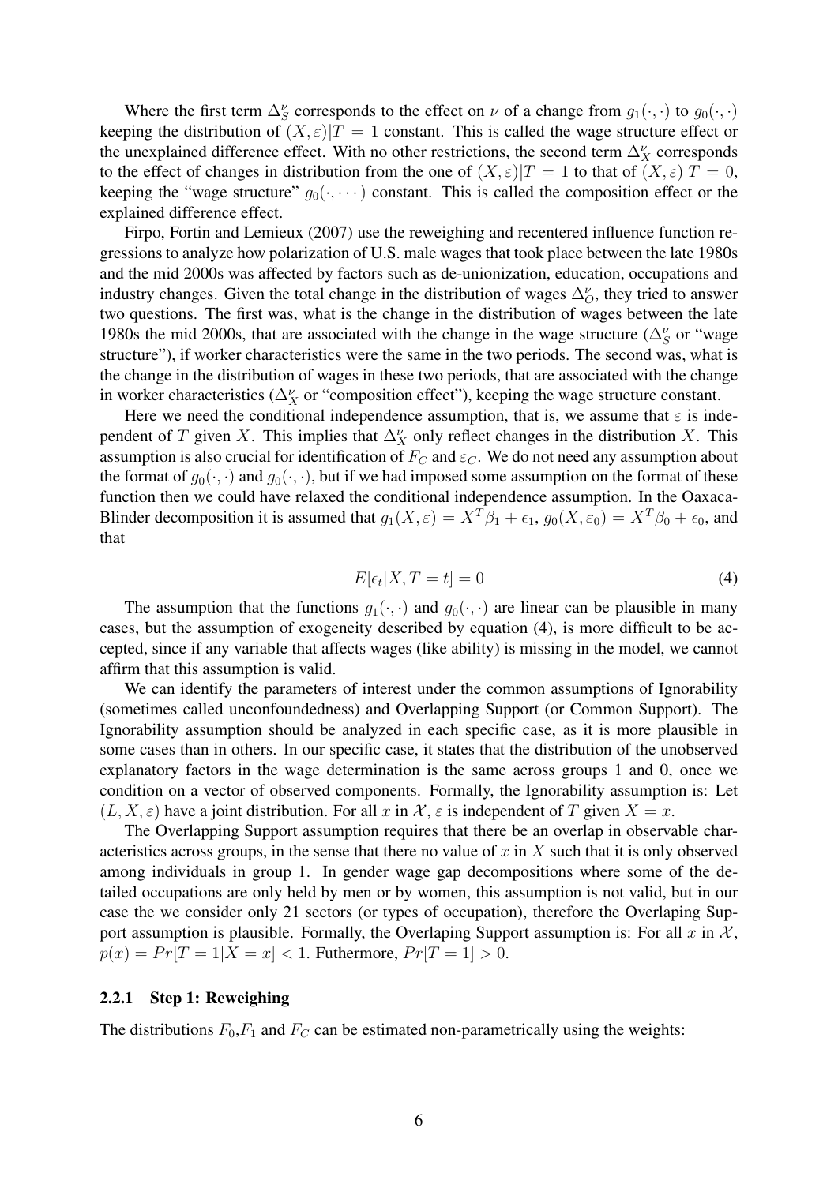Where the first term $\Delta_S^\nu$ corresponds to the effect on $\nu$ of a change from $g_1(\cdot,\cdot)$ to $g_0(\cdot,\cdot)$ keeping the distribution of $(X,\varepsilon)|T=1$ constant. This is called the wage structure effect or the unexplained difference effect. With no other restrictions, the second term $\Delta_X^\nu$ corresponds to the effect of changes in distribution from the one of $(X,\varepsilon)|T=1$ to that of $(X,\varepsilon)|T=0$, keeping the "wage structure" $g_0(\cdot,\cdots)$ constant. This is called the composition effect or the explained difference effect.

Firpo, Fortin and Lemieux (2007) use the reweighing and recentered influence function regressions to analyze how polarization of U.S. male wages that took place between the late 1980s and the mid 2000s was affected by factors such as de-unionization, education, occupations and industry changes. Given the total change in the distribution of wages $\Delta_O^\nu$, they tried to answer two questions. The first was, what is the change in the distribution of wages between the late 1980s the mid 2000s, that are associated with the change in the wage structure ($\Delta_S^\nu$ or "wage structure"), if worker characteristics were the same in the two periods. The second was, what is the change in the distribution of wages in these two periods, that are associated with the change in worker characteristics ($\Delta_X^\nu$ or "composition effect"), keeping the wage structure constant.

Here we need the conditional independence assumption, that is, we assume that $\varepsilon$ is independent of $T$ given $X$. This implies that $\Delta_X^\nu$ only reflect changes in the distribution $X$. This assumption is also crucial for identification of $F_C$ and $\varepsilon_C$. We do not need any assumption about the format of $g_0(\cdot,\cdot)$ and $g_0(\cdot,\cdot)$, but if we had imposed some assumption on the format of these function then we could have relaxed the conditional independence assumption. In the Oaxaca-Blinder decomposition it is assumed that $g_1(X,\varepsilon) = X^T\beta_1 + \epsilon_1$, $g_0(X,\varepsilon_0) = X^T\beta_0 + \epsilon_0$, and that

$$E[\epsilon_t|X,T=t] = 0 \tag{4}$$

The assumption that the functions $g_1(\cdot,\cdot)$ and $g_0(\cdot,\cdot)$ are linear can be plausible in many cases, but the assumption of exogeneity described by equation (4), is more difficult to be accepted, since if any variable that affects wages (like ability) is missing in the model, we cannot affirm that this assumption is valid.

We can identify the parameters of interest under the common assumptions of Ignorability (sometimes called unconfoundedness) and Overlapping Support (or Common Support). The Ignorability assumption should be analyzed in each specific case, as it is more plausible in some cases than in others. In our specific case, it states that the distribution of the unobserved explanatory factors in the wage determination is the same across groups 1 and 0, once we condition on a vector of observed components. Formally, the Ignorability assumption is: Let $(L,X,\varepsilon)$ have a joint distribution. For all $x$ in $\mathcal{X}$, $\varepsilon$ is independent of $T$ given $X=x$.

The Overlapping Support assumption requires that there be an overlap in observable characteristics across groups, in the sense that there no value of $x$ in $X$ such that it is only observed among individuals in group 1. In gender wage gap decompositions where some of the detailed occupations are only held by men or by women, this assumption is not valid, but in our case the we consider only 21 sectors (or types of occupation), therefore the Overlapping Support assumption is plausible. Formally, the Overlaping Support assumption is: For all $x$ in $\mathcal{X}$, $p(x) = Pr[T=1|X=x] < 1$. Futhermore, $Pr[T=1] > 0$.

### 2.2.1 Step 1: Reweighing

The distributions $F_0$,$F_1$ and $F_C$ can be estimated non-parametrically using the weights: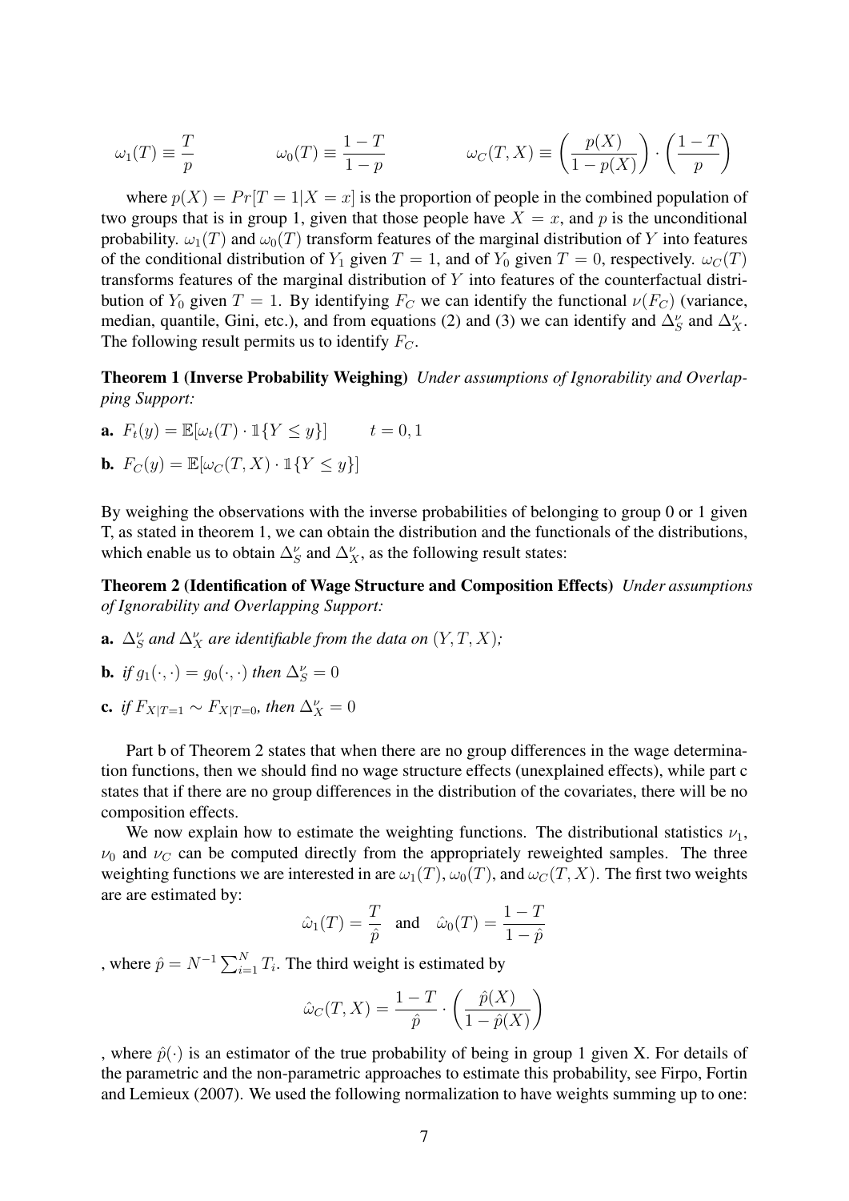$$\omega_1(T) \equiv \frac{T}{p} \qquad\qquad \omega_0(T) \equiv \frac{1-T}{1-p} \qquad\qquad \omega_C(T,X) \equiv \left(\frac{p(X)}{1-p(X)}\right) \cdot \left(\frac{1-T}{p}\right)$$

where $p(X) = Pr[T = 1|X = x]$ is the proportion of people in the combined population of two groups that is in group 1, given that those people have $X = x$, and $p$ is the unconditional probability. $\omega_1(T)$ and $\omega_0(T)$ transform features of the marginal distribution of $Y$ into features of the conditional distribution of $Y_1$ given $T = 1$, and of $Y_0$ given $T = 0$, respectively. $\omega_C(T)$ transforms features of the marginal distribution of $Y$ into features of the counterfactual distribution of $Y_0$ given $T = 1$. By identifying $F_C$ we can identify the functional $\nu(F_C)$ (variance, median, quantile, Gini, etc.), and from equations (2) and (3) we can identify and $\Delta_S^\nu$ and $\Delta_X^\nu$. The following result permits us to identify $F_C$.

**Theorem 1 (Inverse Probability Weighing)** *Under assumptions of Ignorability and Overlapping Support:*

**a.** $F_t(y) = \mathbb{E}[\omega_t(T) \cdot \mathbb{1}\{Y \leq y\}] \qquad t = 0, 1$

**b.** $F_C(y) = \mathbb{E}[\omega_C(T,X) \cdot \mathbb{1}\{Y \leq y\}]$

By weighing the observations with the inverse probabilities of belonging to group 0 or 1 given T, as stated in theorem 1, we can obtain the distribution and the functionals of the distributions, which enable us to obtain $\Delta_S^\nu$ and $\Delta_X^\nu$, as the following result states:

**Theorem 2 (Identification of Wage Structure and Composition Effects)** *Under assumptions of Ignorability and Overlapping Support:*

**a.** *$\Delta_S^\nu$ and $\Delta_X^\nu$ are identifiable from the data on $(Y,T,X)$;*

**b.** *if $g_1(\cdot,\cdot) = g_0(\cdot,\cdot)$ then $\Delta_S^\nu = 0$*

**c.** *if $F_{X|T=1} \sim F_{X|T=0}$, then $\Delta_X^\nu = 0$*

Part b of Theorem 2 states that when there are no group differences in the wage determination functions, then we should find no wage structure effects (unexplained effects), while part c states that if there are no group differences in the distribution of the covariates, there will be no composition effects.

We now explain how to estimate the weighting functions. The distributional statistics $\nu_1$, $\nu_0$ and $\nu_C$ can be computed directly from the appropriately reweighted samples. The three weighting functions we are interested in are $\omega_1(T)$, $\omega_0(T)$, and $\omega_C(T,X)$. The first two weights are are estimated by:

$$\hat{\omega}_1(T) = \frac{T}{\hat{p}} \quad \text{and} \quad \hat{\omega}_0(T) = \frac{1-T}{1-\hat{p}}$$

, where $\hat{p} = N^{-1}\sum_{i=1}^{N} T_i$. The third weight is estimated by

$$\hat{\omega}_C(T,X) = \frac{1-T}{\hat{p}} \cdot \left(\frac{\hat{p}(X)}{1-\hat{p}(X)}\right)$$

, where $\hat{p}(\cdot)$ is an estimator of the true probability of being in group 1 given X. For details of the parametric and the non-parametric approaches to estimate this probability, see Firpo, Fortin and Lemieux (2007). We used the following normalization to have weights summing up to one: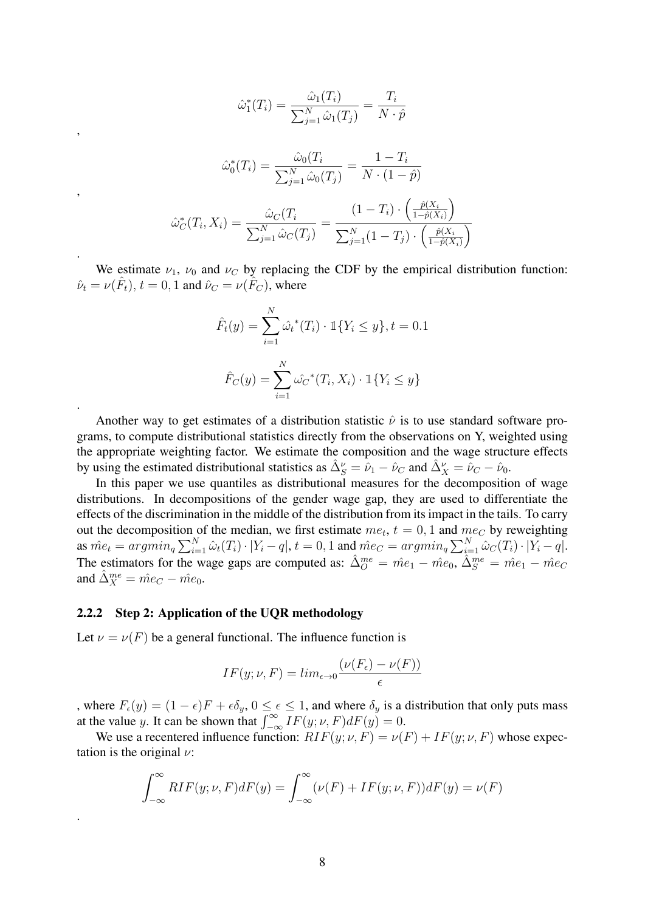$$\hat{\omega}_1^*(T_i) = \frac{\hat{\omega}_1(T_i)}{\sum_{j=1}^{N} \hat{\omega}_1(T_j)} = \frac{T_i}{N \cdot \hat{p}}$$

,

$$\hat{\omega}_0^*(T_i) = \frac{\hat{\omega}_0(T_i}{\sum_{j=1}^{N} \hat{\omega}_0(T_j)} = \frac{1 - T_i}{N \cdot (1 - \hat{p})}$$

,

$$\hat{\omega}_C^*(T_i, X_i) = \frac{\hat{\omega}_C(T_i}{\sum_{j=1}^{N} \hat{\omega}_C(T_j)} = \frac{(1 - T_i) \cdot \left(\frac{\hat{p}(X_i}{1 - \hat{p}(X_i)}\right)}{\sum_{j=1}^{N} (1 - T_j) \cdot \left(\frac{\hat{p}(X_i}{1 - \hat{p}(X_i)}\right)}$$

.

We estimate $\nu_1$, $\nu_0$ and $\nu_C$ by replacing the CDF by the empirical distribution function: $\hat{\nu}_t = \nu(\hat{F_t})$, $t = 0, 1$ and $\hat{\nu}_C = \nu(\hat{F_C})$, where

$$\hat{F}_t(y) = \sum_{i=1}^{N} \hat{\omega_t}^*(T_i) \cdot \mathbb{1}\{Y_i \leq y\}, t = 0.1$$

$$\hat{F}_C(y) = \sum_{i=1}^{N} \hat{\omega_C}^*(T_i, X_i) \cdot \mathbb{1}\{Y_i \leq y\}$$

.

Another way to get estimates of a distribution statistic $\hat{\nu}$ is to use standard software programs, to compute distributional statistics directly from the observations on Y, weighted using the appropriate weighting factor. We estimate the composition and the wage structure effects by using the estimated distributional statistics as $\hat{\Delta}_S^{\nu} = \hat{\nu}_1 - \hat{\nu}_C$ and $\hat{\Delta}_X^{\nu} = \hat{\nu}_C - \hat{\nu}_0$.

In this paper we use quantiles as distributional measures for the decomposition of wage distributions. In decompositions of the gender wage gap, they are used to differentiate the effects of the discrimination in the middle of the distribution from its impact in the tails. To carry out the decomposition of the median, we first estimate $me_t$, $t = 0, 1$ and $me_C$ by reweighting as $\hat{me}_t = argmin_q \sum_{i=1}^{N} \hat{\omega}_t(T_i) \cdot |Y_i - q|$, $t = 0, 1$ and $\hat{me}_C = argmin_q \sum_{i=1}^{N} \hat{\omega}_C(T_i) \cdot |Y_i - q|$. The estimators for the wage gaps are computed as: $\hat{\Delta}_O^{me} = \hat{me}_1 - \hat{me}_0$, $\hat{\Delta}_S^{me} = \hat{me}_1 - \hat{me}_C$ and $\hat{\Delta}_X^{me} = \hat{me}_C - \hat{me}_0$.

### 2.2.2 Step 2: Application of the UQR methodology

Let $\nu = \nu(F)$ be a general functional. The influence function is

$$IF(y; \nu, F) = lim_{\epsilon \to 0} \frac{(\nu(F_\epsilon) - \nu(F))}{\epsilon}$$

, where $F_\epsilon(y) = (1 - \epsilon)F + \epsilon\delta_y$, $0 \leq \epsilon \leq 1$, and where $\delta_y$ is a distribution that only puts mass at the value $y$. It can be shown that $\int_{-\infty}^{\infty} IF(y; \nu, F)dF(y) = 0$.

We use a recentered influence function: $RIF(y; \nu, F) = \nu(F) + IF(y; \nu, F)$ whose expectation is the original $\nu$:

$$\int_{-\infty}^{\infty} RIF(y; \nu, F)dF(y) = \int_{-\infty}^{\infty} (\nu(F) + IF(y; \nu, F))dF(y) = \nu(F)$$

.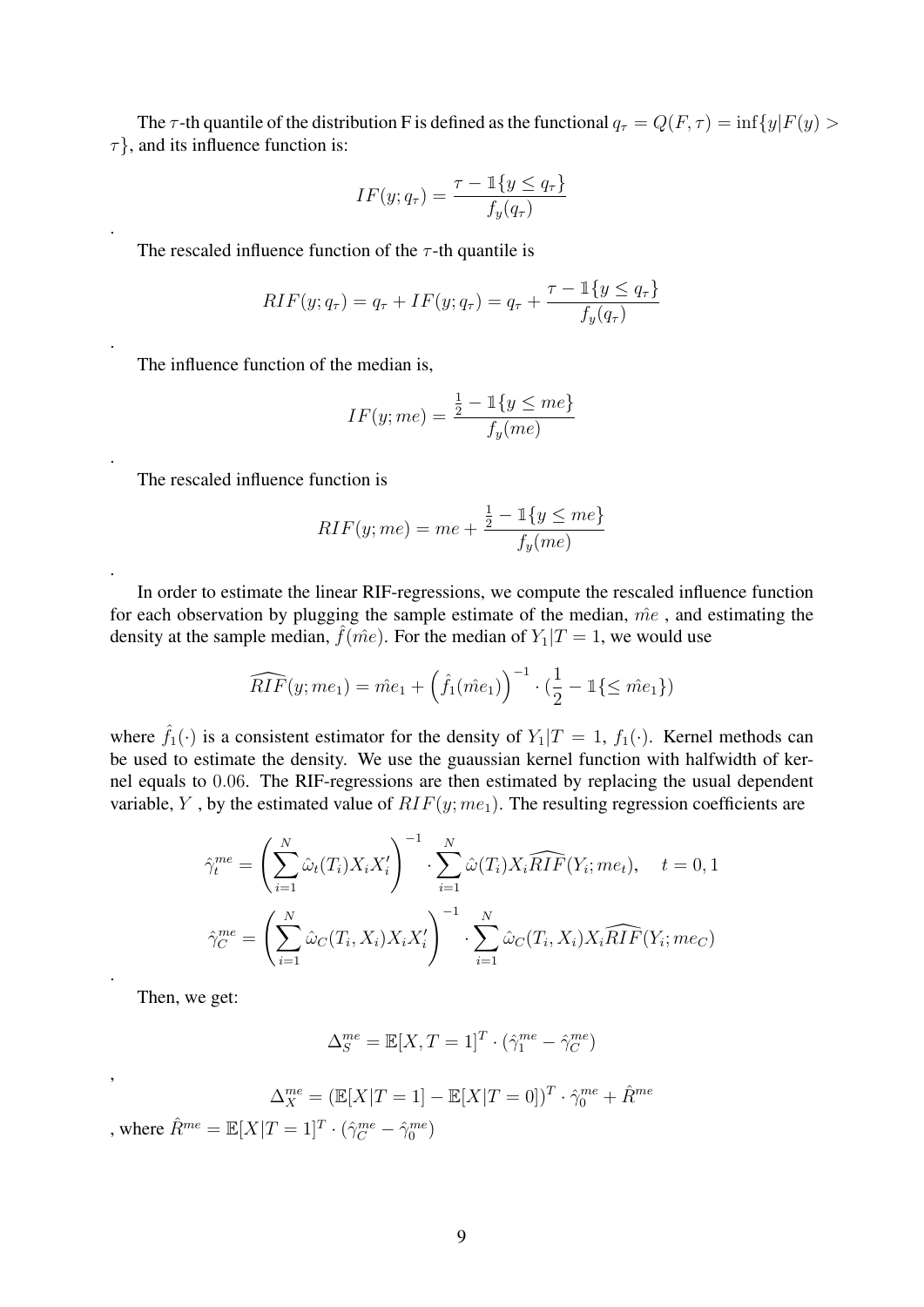The $\tau$-th quantile of the distribution F is defined as the functional $q_\tau = Q(F, \tau) = \inf\{y|F(y) > \tau\}$, and its influence function is:

$$IF(y; q_\tau) = \frac{\tau - \mathbb{1}\{y \leq q_\tau\}}{f_y(q_\tau)}$$

.

The rescaled influence function of the $\tau$-th quantile is

$$RIF(y; q_\tau) = q_\tau + IF(y; q_\tau) = q_\tau + \frac{\tau - \mathbb{1}\{y \leq q_\tau\}}{f_y(q_\tau)}$$

.

The influence function of the median is,

$$IF(y; me) = \frac{\frac{1}{2} - \mathbb{1}\{y \leq me\}}{f_y(me)}$$

.

The rescaled influence function is

$$RIF(y; me) = me + \frac{\frac{1}{2} - \mathbb{1}\{y \leq me\}}{f_y(me)}$$

.

In order to estimate the linear RIF-regressions, we compute the rescaled influence function for each observation by plugging the sample estimate of the median, $\hat{me}$ , and estimating the density at the sample median, $\hat{f}(\hat{me})$. For the median of $Y_1|T = 1$, we would use

$$\widehat{RIF}(y; me_1) = \hat{me}_1 + \left(\hat{f}_1(\hat{me}_1)\right)^{-1} \cdot (\frac{1}{2} - \mathbb{1}\{\leq \hat{me}_1\})$$

where $\hat{f}_1(\cdot)$ is a consistent estimator for the density of $Y_1|T = 1$, $f_1(\cdot)$. Kernel methods can be used to estimate the density. We use the guaussian kernel function with halfwidth of kernel equals to $0.06$. The RIF-regressions are then estimated by replacing the usual dependent variable, $Y$ , by the estimated value of $RIF(y; me_1)$. The resulting regression coefficients are

$$\hat{\gamma}_t^{me} = \left(\sum_{i=1}^{N} \hat{\omega}_t(T_i) X_i X_i'\right)^{-1} \cdot \sum_{i=1}^{N} \hat{\omega}(T_i) X_i \widehat{RIF}(Y_i; me_t), \quad t = 0, 1$$

$$\hat{\gamma}_C^{me} = \left(\sum_{i=1}^{N} \hat{\omega}_C(T_i, X_i) X_i X_i'\right)^{-1} \cdot \sum_{i=1}^{N} \hat{\omega}_C(T_i, X_i) X_i \widehat{RIF}(Y_i; me_C)$$

.

Then, we get:

$$\Delta_S^{me} = \mathbb{E}[X, T = 1]^T \cdot (\hat{\gamma}_1^{me} - \hat{\gamma}_C^{me})$$

,

$$\Delta_X^{me} = (\mathbb{E}[X|T = 1] - \mathbb{E}[X|T = 0])^T \cdot \hat{\gamma}_0^{me} + \hat{R}^{me}$$

, where $\hat{R}^{me} = \mathbb{E}[X|T = 1]^T \cdot (\hat{\gamma}_C^{me} - \hat{\gamma}_0^{me})$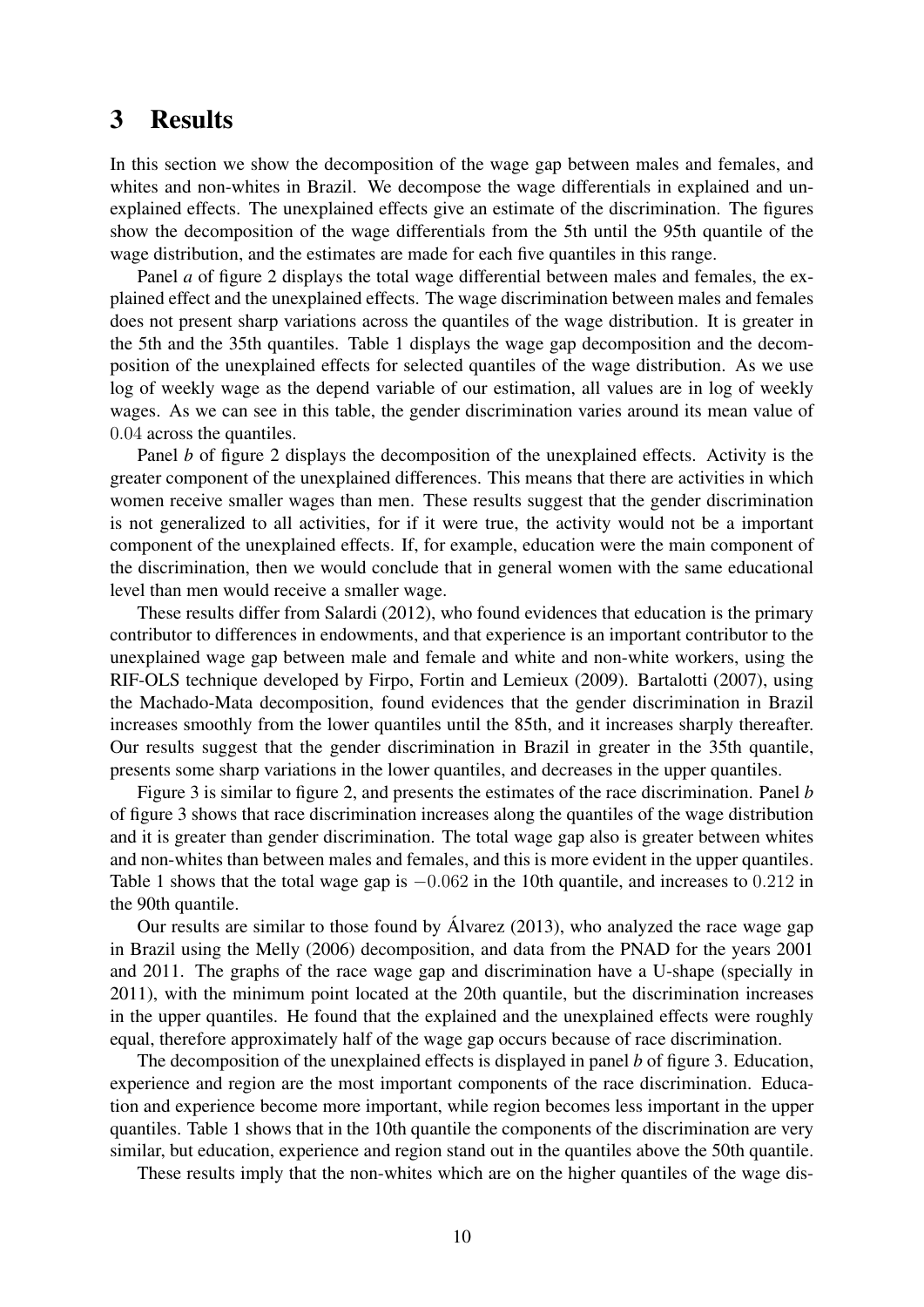# 3 Results

In this section we show the decomposition of the wage gap between males and females, and whites and non-whites in Brazil. We decompose the wage differentials in explained and unexplained effects. The unexplained effects give an estimate of the discrimination. The figures show the decomposition of the wage differentials from the 5th until the 95th quantile of the wage distribution, and the estimates are made for each five quantiles in this range.

Panel *a* of figure 2 displays the total wage differential between males and females, the explained effect and the unexplained effects. The wage discrimination between males and females does not present sharp variations across the quantiles of the wage distribution. It is greater in the 5th and the 35th quantiles. Table 1 displays the wage gap decomposition and the decomposition of the unexplained effects for selected quantiles of the wage distribution. As we use log of weekly wage as the depend variable of our estimation, all values are in log of weekly wages. As we can see in this table, the gender discrimination varies around its mean value of $0.04$ across the quantiles.

Panel *b* of figure 2 displays the decomposition of the unexplained effects. Activity is the greater component of the unexplained differences. This means that there are activities in which women receive smaller wages than men. These results suggest that the gender discrimination is not generalized to all activities, for if it were true, the activity would not be a important component of the unexplained effects. If, for example, education were the main component of the discrimination, then we would conclude that in general women with the same educational level than men would receive a smaller wage.

These results differ from Salardi (2012), who found evidences that education is the primary contributor to differences in endowments, and that experience is an important contributor to the unexplained wage gap between male and female and white and non-white workers, using the RIF-OLS technique developed by Firpo, Fortin and Lemieux (2009). Bartalotti (2007), using the Machado-Mata decomposition, found evidences that the gender discrimination in Brazil increases smoothly from the lower quantiles until the 85th, and it increases sharply thereafter. Our results suggest that the gender discrimination in Brazil in greater in the 35th quantile, presents some sharp variations in the lower quantiles, and decreases in the upper quantiles.

Figure 3 is similar to figure 2, and presents the estimates of the race discrimination. Panel *b* of figure 3 shows that race discrimination increases along the quantiles of the wage distribution and it is greater than gender discrimination. The total wage gap also is greater between whites and non-whites than between males and females, and this is more evident in the upper quantiles. Table 1 shows that the total wage gap is $-0.062$ in the 10th quantile, and increases to $0.212$ in the 90th quantile.

Our results are similar to those found by Álvarez (2013), who analyzed the race wage gap in Brazil using the Melly (2006) decomposition, and data from the PNAD for the years 2001 and 2011. The graphs of the race wage gap and discrimination have a U-shape (specially in 2011), with the minimum point located at the 20th quantile, but the discrimination increases in the upper quantiles. He found that the explained and the unexplained effects were roughly equal, therefore approximately half of the wage gap occurs because of race discrimination.

The decomposition of the unexplained effects is displayed in panel *b* of figure 3. Education, experience and region are the most important components of the race discrimination. Education and experience become more important, while region becomes less important in the upper quantiles. Table 1 shows that in the 10th quantile the components of the discrimination are very similar, but education, experience and region stand out in the quantiles above the 50th quantile.

These results imply that the non-whites which are on the higher quantiles of the wage dis-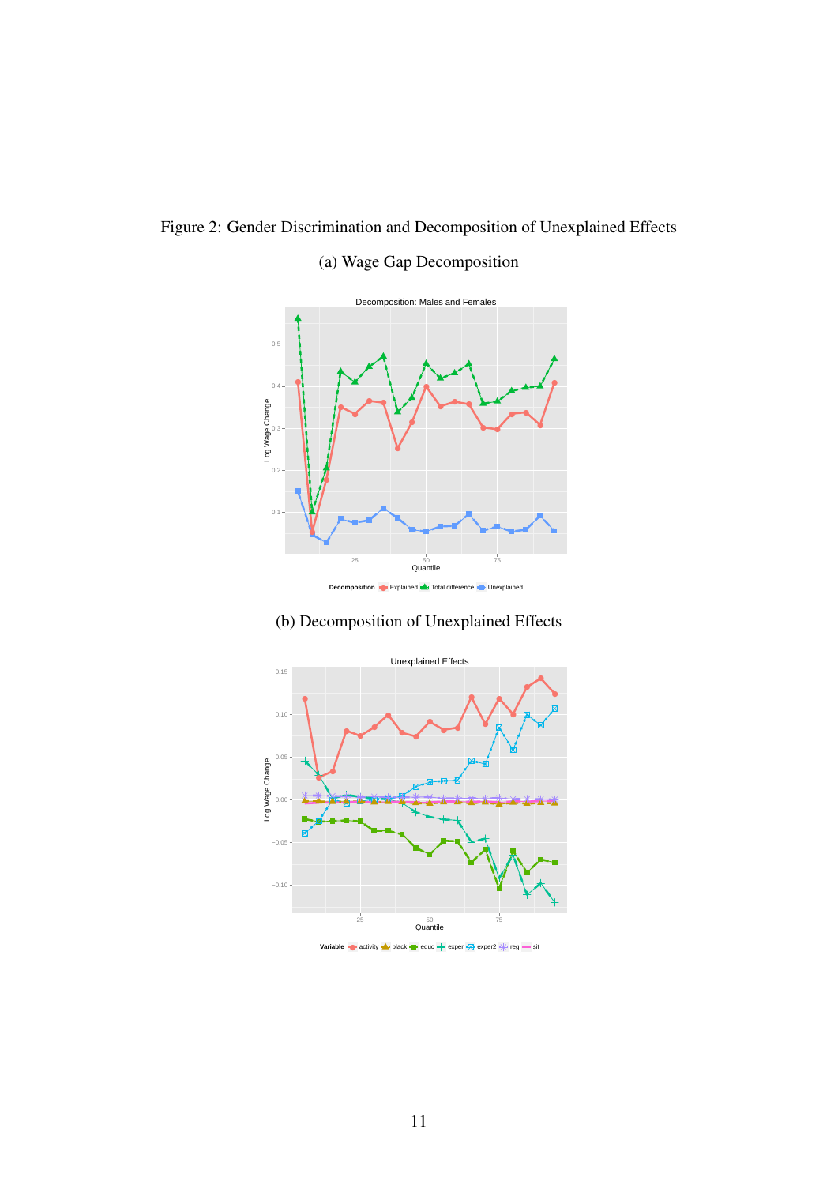Figure 2: Gender Discrimination and Decomposition of Unexplained Effects

(a) Wage Gap Decomposition

(b) Decomposition of Unexplained Effects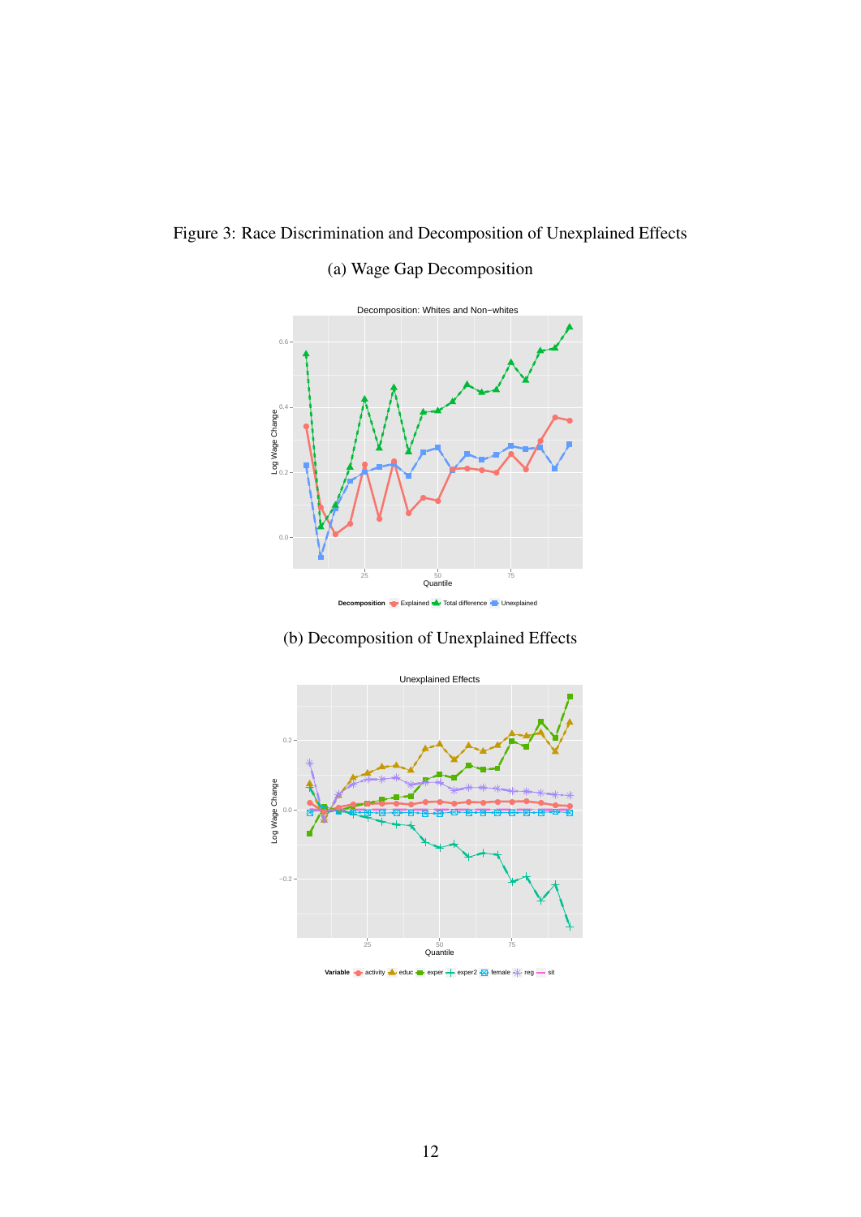Figure 3: Race Discrimination and Decomposition of Unexplained Effects

(a) Wage Gap Decomposition

(b) Decomposition of Unexplained Effects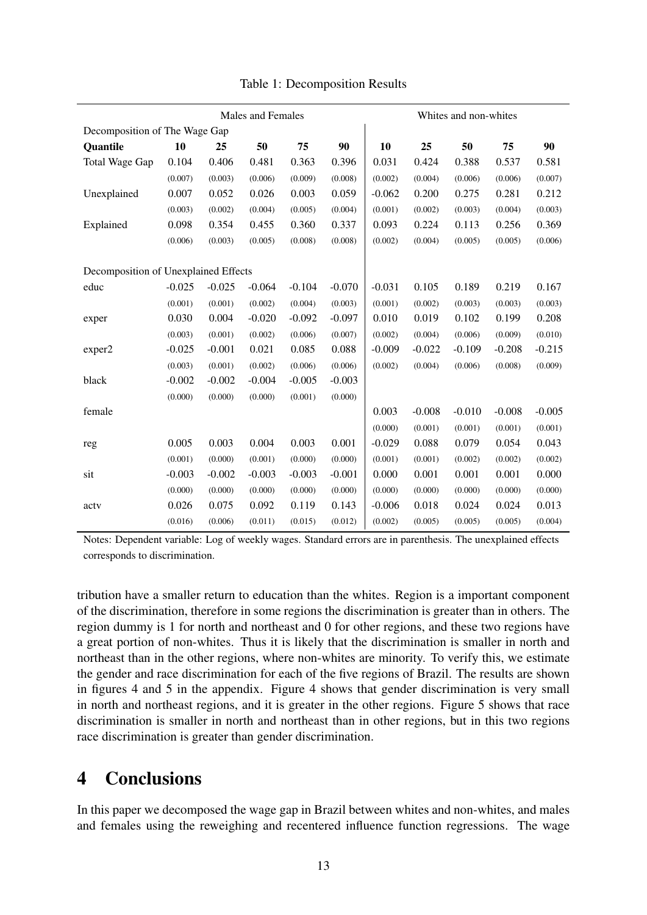Table 1: Decomposition Results

| | Males and Females | | | | | Whites and non-whites | | | | |
|---|---|---|---|---|---|---|---|---|---|---|
| Decomposition of The Wage Gap | | | | | | | | | | |
| **Quantile** | **10** | **25** | **50** | **75** | **90** | **10** | **25** | **50** | **75** | **90** |
| Total Wage Gap | 0.104 | 0.406 | 0.481 | 0.363 | 0.396 | 0.031 | 0.424 | 0.388 | 0.537 | 0.581 |
| | (0.007) | (0.003) | (0.006) | (0.009) | (0.008) | (0.002) | (0.004) | (0.006) | (0.006) | (0.007) |
| Unexplained | 0.007 | 0.052 | 0.026 | 0.003 | 0.059 | -0.062 | 0.200 | 0.275 | 0.281 | 0.212 |
| | (0.003) | (0.002) | (0.004) | (0.005) | (0.004) | (0.001) | (0.002) | (0.003) | (0.004) | (0.003) |
| Explained | 0.098 | 0.354 | 0.455 | 0.360 | 0.337 | 0.093 | 0.224 | 0.113 | 0.256 | 0.369 |
| | (0.006) | (0.003) | (0.005) | (0.008) | (0.008) | (0.002) | (0.004) | (0.005) | (0.005) | (0.006) |
| Decomposition of Unexplained Effects | | | | | | | | | | |
| educ | -0.025 | -0.025 | -0.064 | -0.104 | -0.070 | -0.031 | 0.105 | 0.189 | 0.219 | 0.167 |
| | (0.001) | (0.001) | (0.002) | (0.004) | (0.003) | (0.001) | (0.002) | (0.003) | (0.003) | (0.003) |
| exper | 0.030 | 0.004 | -0.020 | -0.092 | -0.097 | 0.010 | 0.019 | 0.102 | 0.199 | 0.208 |
| | (0.003) | (0.001) | (0.002) | (0.006) | (0.007) | (0.002) | (0.004) | (0.006) | (0.009) | (0.010) |
| exper2 | -0.025 | -0.001 | 0.021 | 0.085 | 0.088 | -0.009 | -0.022 | -0.109 | -0.208 | -0.215 |
| | (0.003) | (0.001) | (0.002) | (0.006) | (0.006) | (0.002) | (0.004) | (0.006) | (0.008) | (0.009) |
| black | -0.002 | -0.002 | -0.004 | -0.005 | -0.003 | | | | | |
| | (0.000) | (0.000) | (0.000) | (0.001) | (0.000) | | | | | |
| female | | | | | | 0.003 | -0.008 | -0.010 | -0.008 | -0.005 |
| | | | | | | (0.000) | (0.001) | (0.001) | (0.001) | (0.001) |
| reg | 0.005 | 0.003 | 0.004 | 0.003 | 0.001 | -0.029 | 0.088 | 0.079 | 0.054 | 0.043 |
| | (0.001) | (0.000) | (0.001) | (0.000) | (0.000) | (0.001) | (0.001) | (0.002) | (0.002) | (0.002) |
| sit | -0.003 | -0.002 | -0.003 | -0.003 | -0.001 | 0.000 | 0.001 | 0.001 | 0.001 | 0.000 |
| | (0.000) | (0.000) | (0.000) | (0.000) | (0.000) | (0.000) | (0.000) | (0.000) | (0.000) | (0.000) |
| actv | 0.026 | 0.075 | 0.092 | 0.119 | 0.143 | -0.006 | 0.018 | 0.024 | 0.024 | 0.013 |
| | (0.016) | (0.006) | (0.011) | (0.015) | (0.012) | (0.002) | (0.005) | (0.005) | (0.005) | (0.004) |

Notes: Dependent variable: Log of weekly wages. Standard errors are in parenthesis. The unexplained effects corresponds to discrimination.

tribution have a smaller return to education than the whites. Region is a important component of the discrimination, therefore in some regions the discrimination is greater than in others. The region dummy is 1 for north and northeast and 0 for other regions, and these two regions have a great portion of non-whites. Thus it is likely that the discrimination is smaller in north and northeast than in the other regions, where non-whites are minority. To verify this, we estimate the gender and race discrimination for each of the five regions of Brazil. The results are shown in figures 4 and 5 in the appendix. Figure 4 shows that gender discrimination is very small in north and northeast regions, and it is greater in the other regions. Figure 5 shows that race discrimination is smaller in north and northeast than in other regions, but in this two regions race discrimination is greater than gender discrimination.

# 4 Conclusions

In this paper we decomposed the wage gap in Brazil between whites and non-whites, and males and females using the reweighing and recentered influence function regressions. The wage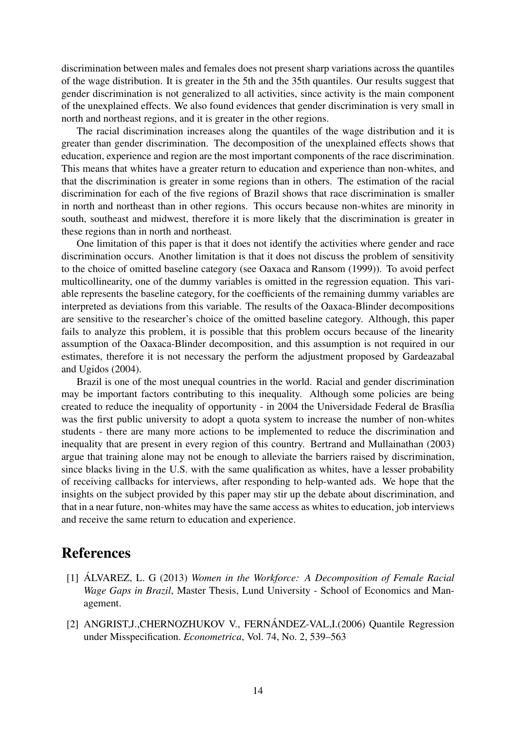discrimination between males and females does not present sharp variations across the quantiles of the wage distribution. It is greater in the 5th and the 35th quantiles. Our results suggest that gender discrimination is not generalized to all activities, since activity is the main component of the unexplained effects. We also found evidences that gender discrimination is very small in north and northeast regions, and it is greater in the other regions.

The racial discrimination increases along the quantiles of the wage distribution and it is greater than gender discrimination. The decomposition of the unexplained effects shows that education, experience and region are the most important components of the race discrimination. This means that whites have a greater return to education and experience than non-whites, and that the discrimination is greater in some regions than in others. The estimation of the racial discrimination for each of the five regions of Brazil shows that race discrimination is smaller in north and northeast than in other regions. This occurs because non-whites are minority in south, southeast and midwest, therefore it is more likely that the discrimination is greater in these regions than in north and northeast.

One limitation of this paper is that it does not identify the activities where gender and race discrimination occurs. Another limitation is that it does not discuss the problem of sensitivity to the choice of omitted baseline category (see Oaxaca and Ransom (1999)). To avoid perfect multicollinearity, one of the dummy variables is omitted in the regression equation. This variable represents the baseline category, for the coefficients of the remaining dummy variables are interpreted as deviations from this variable. The results of the Oaxaca-Blinder decompositions are sensitive to the researcher's choice of the omitted baseline category. Although, this paper fails to analyze this problem, it is possible that this problem occurs because of the linearity assumption of the Oaxaca-Blinder decomposition, and this assumption is not required in our estimates, therefore it is not necessary the perform the adjustment proposed by Gardeazabal and Ugidos (2004).

Brazil is one of the most unequal countries in the world. Racial and gender discrimination may be important factors contributing to this inequality. Although some policies are being created to reduce the inequality of opportunity - in 2004 the Universidade Federal de Brasília was the first public university to adopt a quota system to increase the number of non-whites students - there are many more actions to be implemented to reduce the discrimination and inequality that are present in every region of this country. Bertrand and Mullainathan (2003) argue that training alone may not be enough to alleviate the barriers raised by discrimination, since blacks living in the U.S. with the same qualification as whites, have a lesser probability of receiving callbacks for interviews, after responding to help-wanted ads. We hope that the insights on the subject provided by this paper may stir up the debate about discrimination, and that in a near future, non-whites may have the same access as whites to education, job interviews and receive the same return to education and experience.

# References

[1] ÁLVAREZ, L. G (2013) *Women in the Workforce: A Decomposition of Female Racial Wage Gaps in Brazil*, Master Thesis, Lund University - School of Economics and Management.

[2] ANGRIST,J.,CHERNOZHUKOV V., FERNÁNDEZ-VAL,I.(2006) Quantile Regression under Misspecification. *Econometrica*, Vol. 74, No. 2, 539–563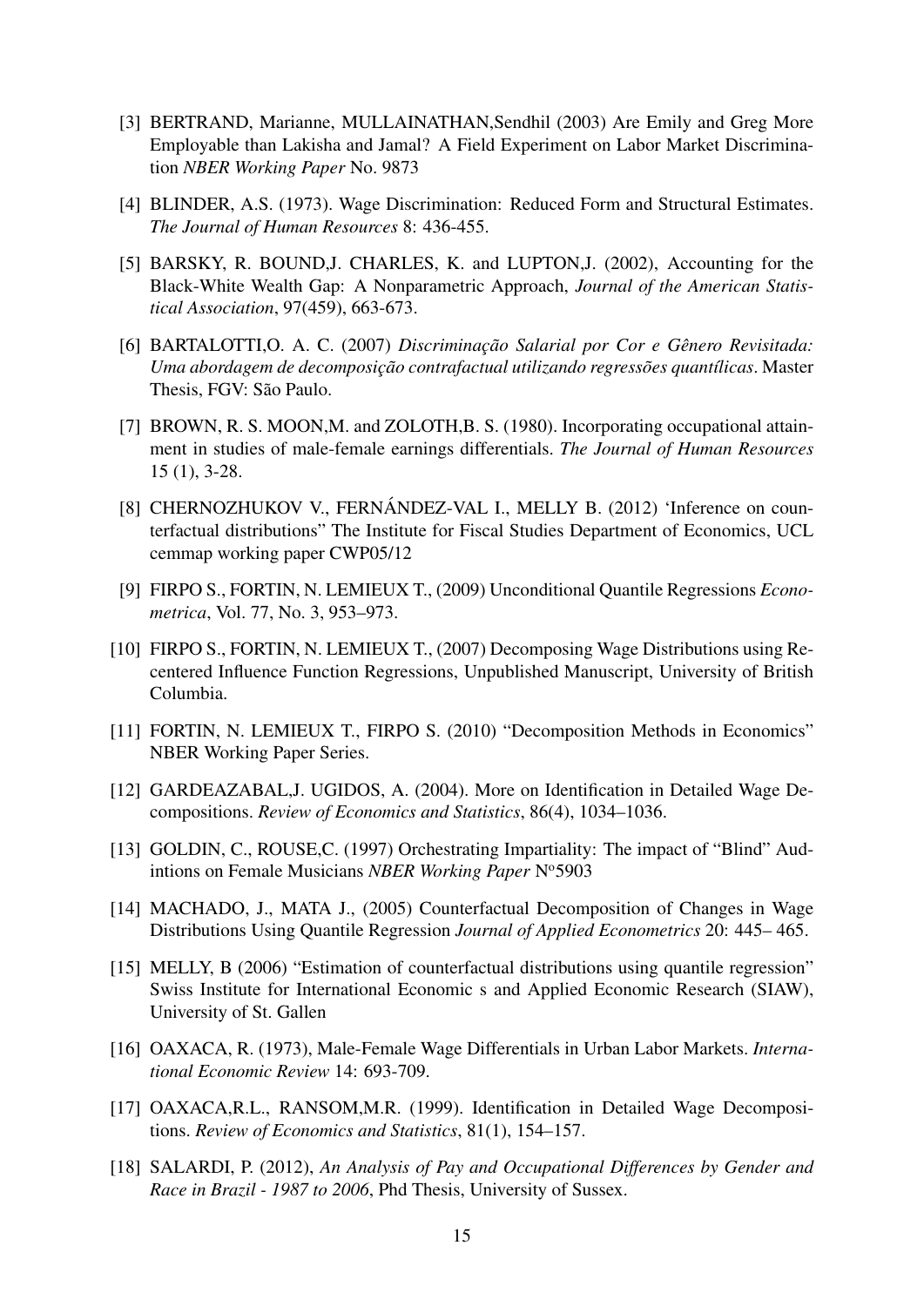[3] BERTRAND, Marianne, MULLAINATHAN,Sendhil (2003) Are Emily and Greg More Employable than Lakisha and Jamal? A Field Experiment on Labor Market Discrimination *NBER Working Paper* No. 9873

[4] BLINDER, A.S. (1973). Wage Discrimination: Reduced Form and Structural Estimates. *The Journal of Human Resources* 8: 436-455.

[5] BARSKY, R. BOUND,J. CHARLES, K. and LUPTON,J. (2002), Accounting for the Black-White Wealth Gap: A Nonparametric Approach, *Journal of the American Statistical Association*, 97(459), 663-673.

[6] BARTALOTTI,O. A. C. (2007) *Discriminação Salarial por Cor e Gênero Revisitada: Uma abordagem de decomposição contrafactual utilizando regressões quantílicas*. Master Thesis, FGV: São Paulo.

[7] BROWN, R. S. MOON,M. and ZOLOTH,B. S. (1980). Incorporating occupational attainment in studies of male-female earnings differentials. *The Journal of Human Resources* 15 (1), 3-28.

[8] CHERNOZHUKOV V., FERNÁNDEZ-VAL I., MELLY B. (2012) 'Inference on counterfactual distributions" The Institute for Fiscal Studies Department of Economics, UCL cemmap working paper CWP05/12

[9] FIRPO S., FORTIN, N. LEMIEUX T., (2009) Unconditional Quantile Regressions *Econometrica*, Vol. 77, No. 3, 953–973.

[10] FIRPO S., FORTIN, N. LEMIEUX T., (2007) Decomposing Wage Distributions using Recentered Influence Function Regressions, Unpublished Manuscript, University of British Columbia.

[11] FORTIN, N. LEMIEUX T., FIRPO S. (2010) "Decomposition Methods in Economics" NBER Working Paper Series.

[12] GARDEAZABAL,J. UGIDOS, A. (2004). More on Identification in Detailed Wage Decompositions. *Review of Economics and Statistics*, 86(4), 1034–1036.

[13] GOLDIN, C., ROUSE,C. (1997) Orchestrating Impartiality: The impact of "Blind" Audintions on Female Musicians *NBER Working Paper* Nº5903

[14] MACHADO, J., MATA J., (2005) Counterfactual Decomposition of Changes in Wage Distributions Using Quantile Regression *Journal of Applied Econometrics* 20: 445– 465.

[15] MELLY, B (2006) "Estimation of counterfactual distributions using quantile regression" Swiss Institute for International Economic s and Applied Economic Research (SIAW), University of St. Gallen

[16] OAXACA, R. (1973), Male-Female Wage Differentials in Urban Labor Markets. *International Economic Review* 14: 693-709.

[17] OAXACA,R.L., RANSOM,M.R. (1999). Identification in Detailed Wage Decompositions. *Review of Economics and Statistics*, 81(1), 154–157.

[18] SALARDI, P. (2012), *An Analysis of Pay and Occupational Differences by Gender and Race in Brazil - 1987 to 2006*, Phd Thesis, University of Sussex.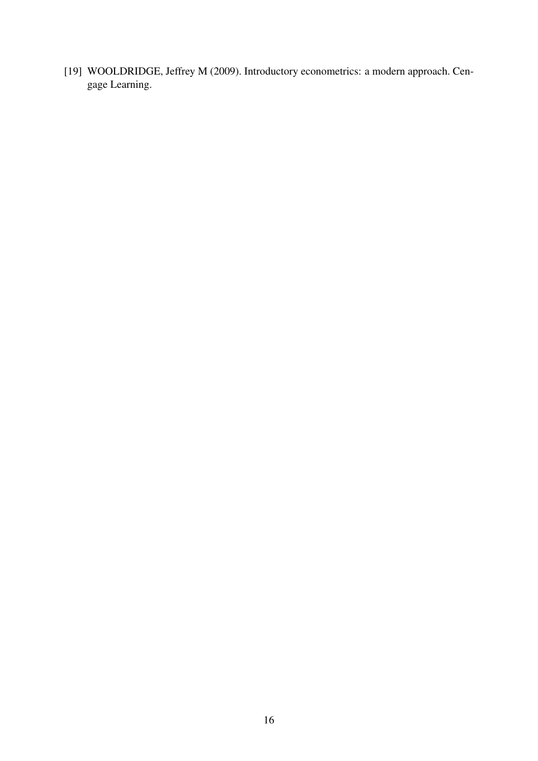[19] WOOLDRIDGE, Jeffrey M (2009). Introductory econometrics: a modern approach. Cengage Learning.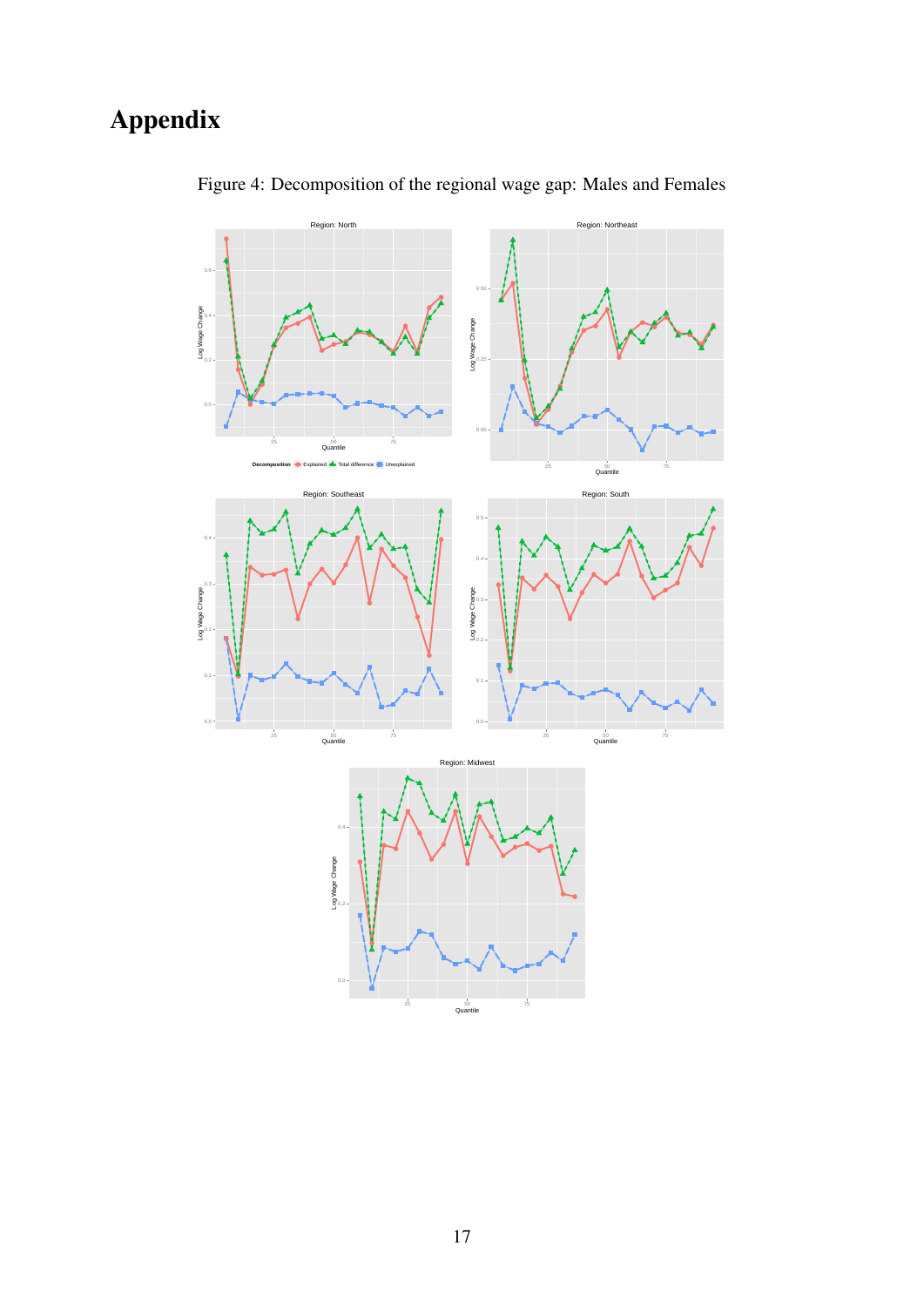# Appendix

Figure 4: Decomposition of the regional wage gap: Males and Females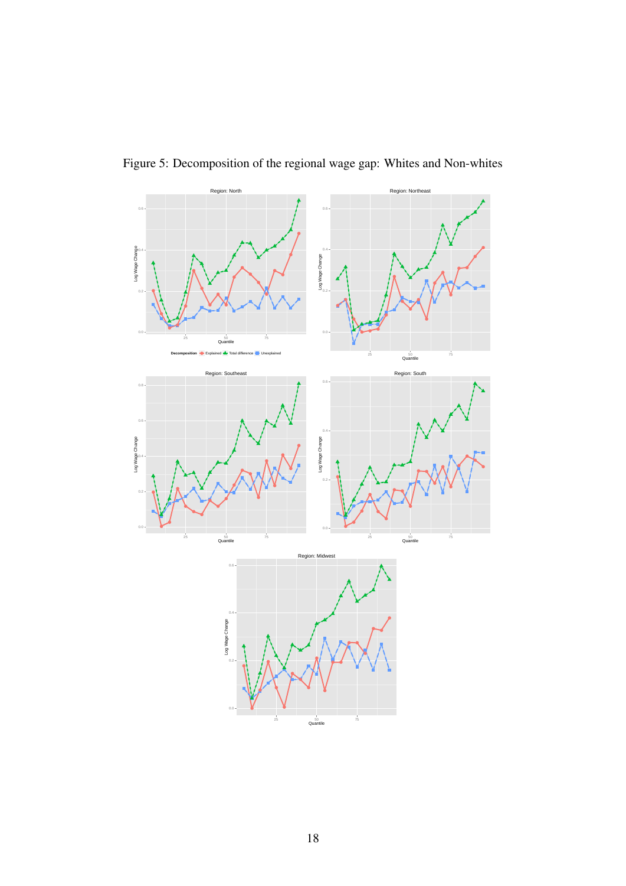Figure 5: Decomposition of the regional wage gap: Whites and Non-whites

Region: North

Log Wage Change

0.0
0.2
0.4
0.6

25
50
75
Quantile

Decomposition — Explained — Total difference — Unexplained

Region: Northeast

Log Wage Change

0.0
0.2
0.4
0.6

25
50
75
Quantile

Region: Southeast

Log Wage Change

0.0
0.2
0.4
0.6
0.8

25
50
75
Quantile

Region: South

Log Wage Change

0.0
0.2
0.4
0.6

25
50
75
Quantile

Region: Midwest

Log Wage Change

0.0
0.2
0.4
0.6

25
50
75
Quantile